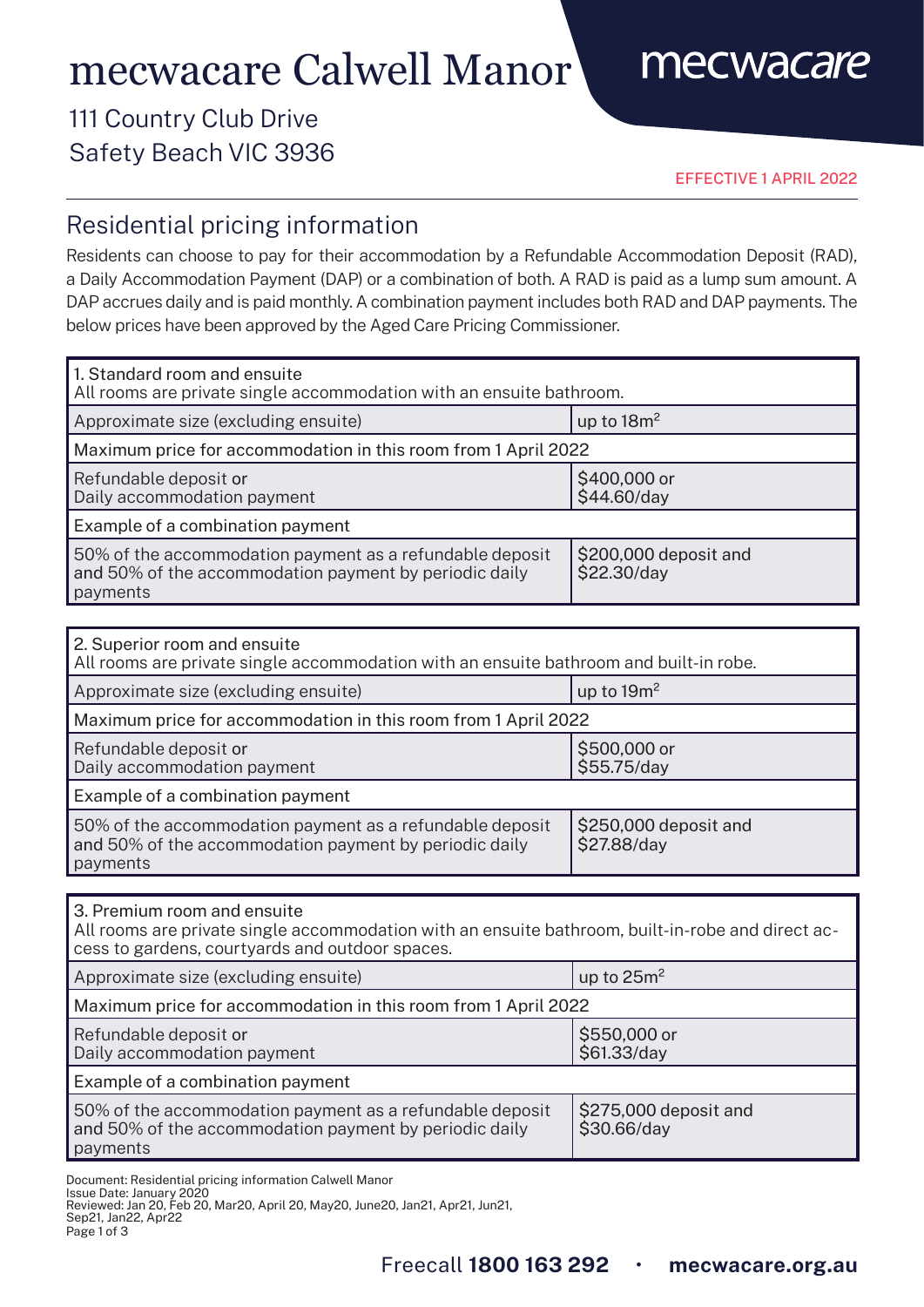# mecwacare Calwell Manor

mecwacare

111 Country Club Drive
Safety Beach VIC 3936

EFFECTIVE 1 APRIL 2022

## Residential pricing information

Residents can choose to pay for their accommodation by a Refundable Accommodation Deposit (RAD), a Daily Accommodation Payment (DAP) or a combination of both. A RAD is paid as a lump sum amount. A DAP accrues daily and is paid monthly. A combination payment includes both RAD and DAP payments. The below prices have been approved by the Aged Care Pricing Commissioner.

| 1. Standard room and ensuite<br>All rooms are private single accommodation with an ensuite bathroom. | |
|---|---|
| Approximate size (excluding ensuite) | up to 18m$^2$ |
| Maximum price for accommodation in this room from 1 April 2022 | |
| Refundable deposit or<br>Daily accommodation payment | $400,000 or<br>$44.60/day |
| Example of a combination payment | |
| 50% of the accommodation payment as a refundable deposit and 50% of the accommodation payment by periodic daily payments | $200,000 deposit and<br>$22.30/day |

| 2. Superior room and ensuite<br>All rooms are private single accommodation with an ensuite bathroom and built-in robe. | |
|---|---|
| Approximate size (excluding ensuite) | up to 19m$^2$ |
| Maximum price for accommodation in this room from 1 April 2022 | |
| Refundable deposit or<br>Daily accommodation payment | $500,000 or<br>$55.75/day |
| Example of a combination payment | |
| 50% of the accommodation payment as a refundable deposit and 50% of the accommodation payment by periodic daily payments | $250,000 deposit and<br>$27.88/day |

| 3. Premium room and ensuite<br>All rooms are private single accommodation with an ensuite bathroom, built-in-robe and direct access to gardens, courtyards and outdoor spaces. | |
|---|---|
| Approximate size (excluding ensuite) | up to 25m$^2$ |
| Maximum price for accommodation in this room from 1 April 2022 | |
| Refundable deposit or<br>Daily accommodation payment | $550,000 or<br>$61.33/day |
| Example of a combination payment | |
| 50% of the accommodation payment as a refundable deposit and 50% of the accommodation payment by periodic daily payments | $275,000 deposit and<br>$30.66/day |

Document: Residential pricing information Calwell Manor
Issue Date: January 2020
Reviewed: Jan 20, Feb 20, Mar20, April 20, May20, June20, Jan21, Apr21, Jun21, Sep21, Jan22, Apr22

Freecall **1800 163 292** · **mecwacare.org.au**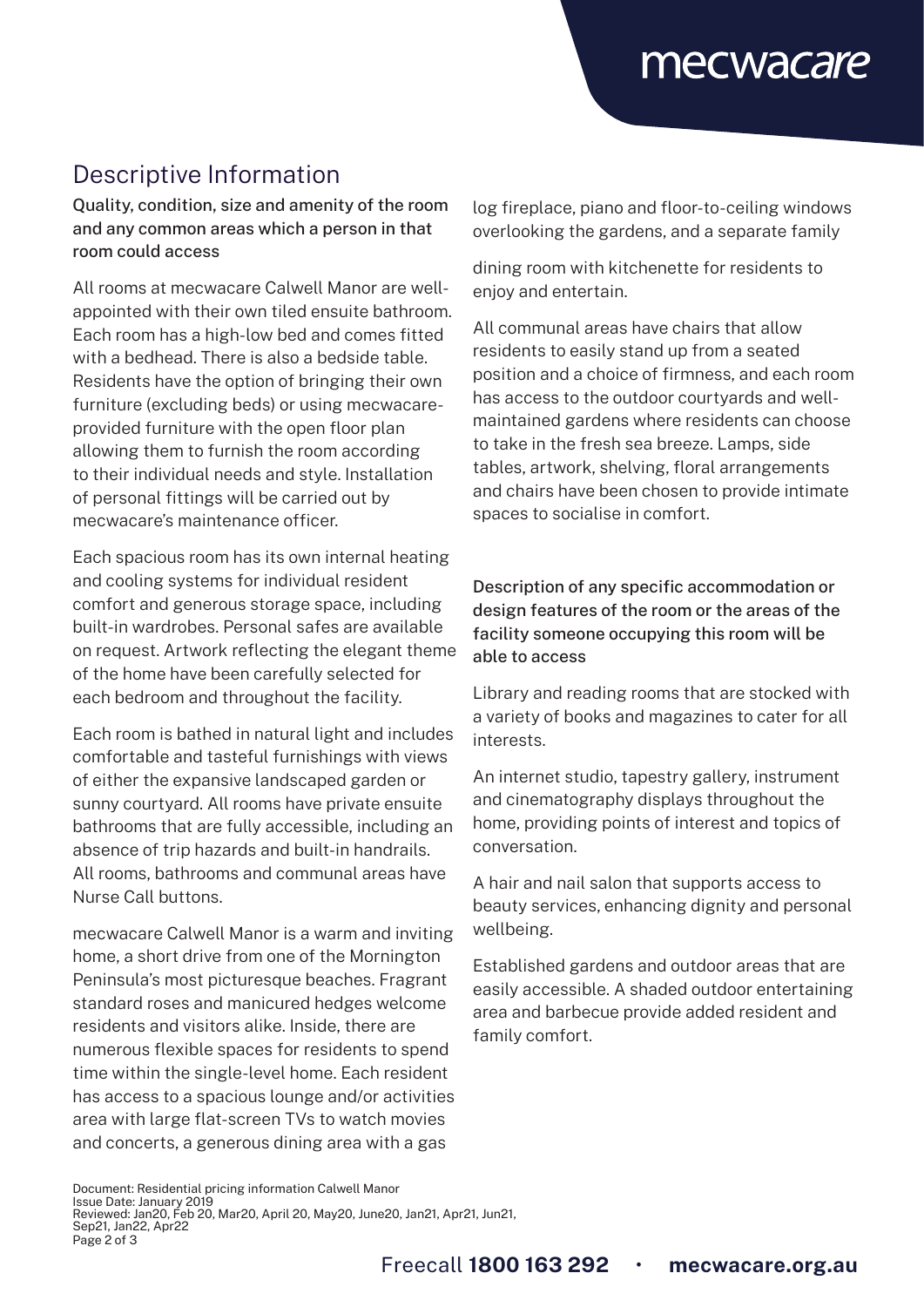## Descriptive Information

### Quality, condition, size and amenity of the room and any common areas which a person in that room could access

All rooms at mecwacare Calwell Manor are well-appointed with their own tiled ensuite bathroom. Each room has a high-low bed and comes fitted with a bedhead. There is also a bedside table. Residents have the option of bringing their own furniture (excluding beds) or using mecwacare-provided furniture with the open floor plan allowing them to furnish the room according to their individual needs and style. Installation of personal fittings will be carried out by mecwacare's maintenance officer.

Each spacious room has its own internal heating and cooling systems for individual resident comfort and generous storage space, including built-in wardrobes. Personal safes are available on request. Artwork reflecting the elegant theme of the home have been carefully selected for each bedroom and throughout the facility.

Each room is bathed in natural light and includes comfortable and tasteful furnishings with views of either the expansive landscaped garden or sunny courtyard. All rooms have private ensuite bathrooms that are fully accessible, including an absence of trip hazards and built-in handrails. All rooms, bathrooms and communal areas have Nurse Call buttons.

mecwacare Calwell Manor is a warm and inviting home, a short drive from one of the Mornington Peninsula's most picturesque beaches. Fragrant standard roses and manicured hedges welcome residents and visitors alike. Inside, there are numerous flexible spaces for residents to spend time within the single-level home. Each resident has access to a spacious lounge and/or activities area with large flat-screen TVs to watch movies and concerts, a generous dining area with a gas log fireplace, piano and floor-to-ceiling windows overlooking the gardens, and a separate family dining room with kitchenette for residents to enjoy and entertain.

All communal areas have chairs that allow residents to easily stand up from a seated position and a choice of firmness, and each room has access to the outdoor courtyards and well-maintained gardens where residents can choose to take in the fresh sea breeze. Lamps, side tables, artwork, shelving, floral arrangements and chairs have been chosen to provide intimate spaces to socialise in comfort.

### Description of any specific accommodation or design features of the room or the areas of the facility someone occupying this room will be able to access

Library and reading rooms that are stocked with a variety of books and magazines to cater for all interests.

An internet studio, tapestry gallery, instrument and cinematography displays throughout the home, providing points of interest and topics of conversation.

A hair and nail salon that supports access to beauty services, enhancing dignity and personal wellbeing.

Established gardens and outdoor areas that are easily accessible. A shaded outdoor entertaining area and barbecue provide added resident and family comfort.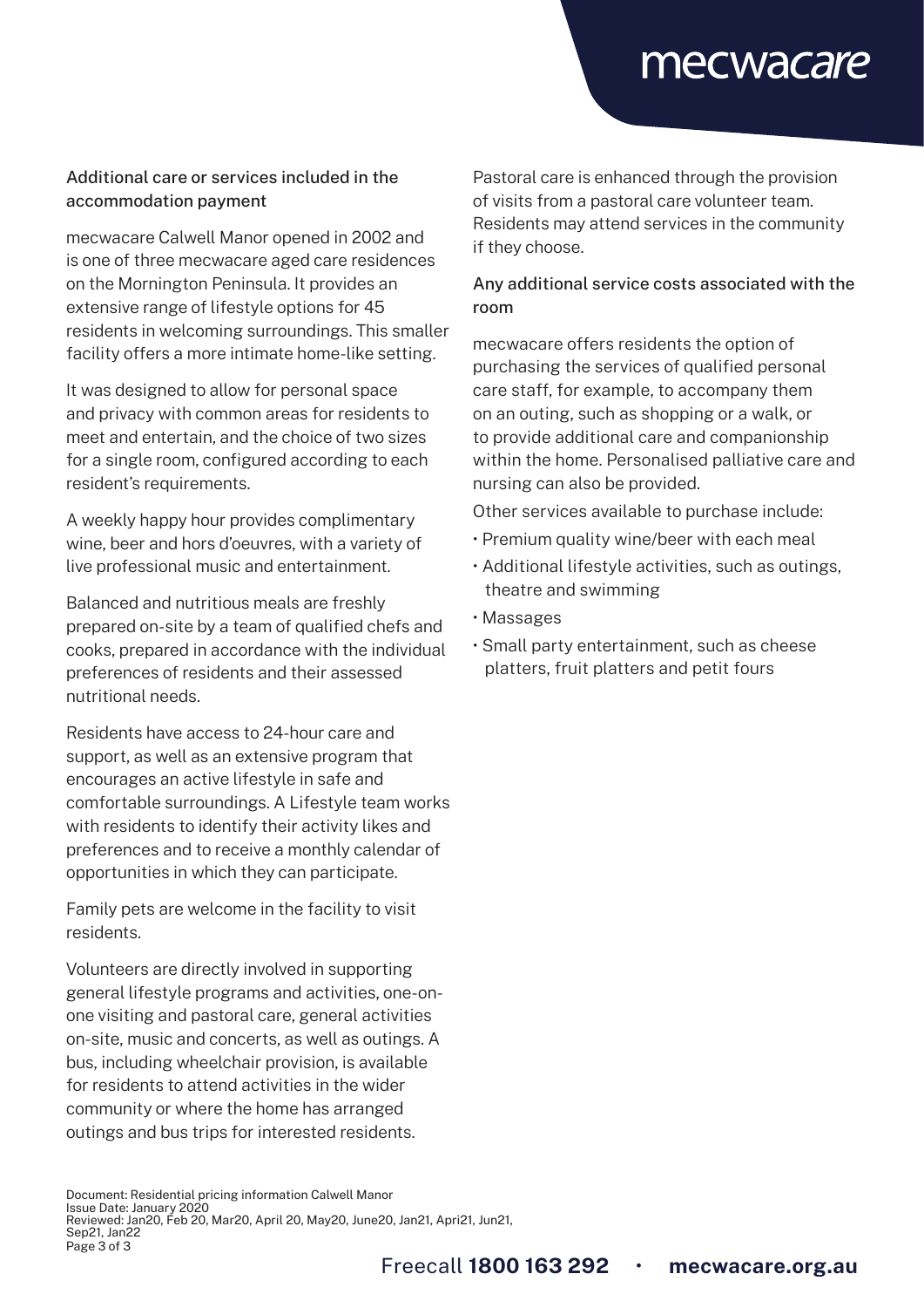### Additional care or services included in the accommodation payment

mecwacare Calwell Manor opened in 2002 and is one of three mecwacare aged care residences on the Mornington Peninsula. It provides an extensive range of lifestyle options for 45 residents in welcoming surroundings. This smaller facility offers a more intimate home-like setting.

It was designed to allow for personal space and privacy with common areas for residents to meet and entertain, and the choice of two sizes for a single room, configured according to each resident's requirements.

A weekly happy hour provides complimentary wine, beer and hors d'oeuvres, with a variety of live professional music and entertainment.

Balanced and nutritious meals are freshly prepared on-site by a team of qualified chefs and cooks, prepared in accordance with the individual preferences of residents and their assessed nutritional needs.

Residents have access to 24-hour care and support, as well as an extensive program that encourages an active lifestyle in safe and comfortable surroundings. A Lifestyle team works with residents to identify their activity likes and preferences and to receive a monthly calendar of opportunities in which they can participate.

Family pets are welcome in the facility to visit residents.

Volunteers are directly involved in supporting general lifestyle programs and activities, one-on-one visiting and pastoral care, general activities on-site, music and concerts, as well as outings. A bus, including wheelchair provision, is available for residents to attend activities in the wider community or where the home has arranged outings and bus trips for interested residents.

Pastoral care is enhanced through the provision of visits from a pastoral care volunteer team. Residents may attend services in the community if they choose.

### Any additional service costs associated with the room

mecwacare offers residents the option of purchasing the services of qualified personal care staff, for example, to accompany them on an outing, such as shopping or a walk, or to provide additional care and companionship within the home. Personalised palliative care and nursing can also be provided.

Other services available to purchase include:

- Premium quality wine/beer with each meal
- Additional lifestyle activities, such as outings, theatre and swimming
- Massages
- Small party entertainment, such as cheese platters, fruit platters and petit fours

Document: Residential pricing information Calwell Manor
Issue Date: January 2020
Reviewed: Jan20, Feb 20, Mar20, April 20, May20, June20, Jan21, Apri21, Jun21, Sep21, Jan22

Freecall **1800 163 292** • **mecwacare.org.au**